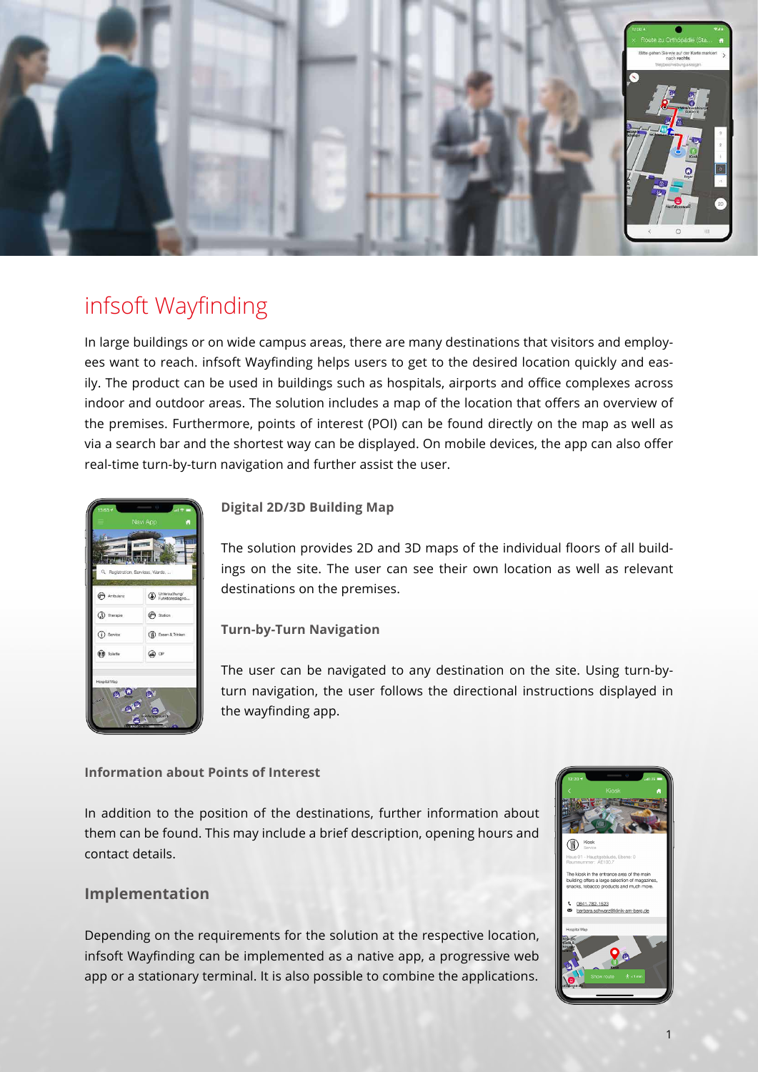# infsoft Wayfinding

In large buildings or on wide campus areas, there are many destinations that visitors and employees want to reach. infsoft Wayfinding helps users to get to the desired location quickly and easily. The product can be used in buildings such as hospitals, airports and office complexes across indoor and outdoor areas. The solution includes a map of the location that offers an overview of the premises. Furthermore, points of interest (POI) can be found directly on the map as well as via a search bar and the shortest way can be displayed. On mobile devices, the app can also offer real-time turn-by-turn navigation and further assist the user.

### Digital 2D/3D Building Map

The solution provides 2D and 3D maps of the individual floors of all buildings on the site. The user can see their own location as well as relevant destinations on the premises.

### Turn-by-Turn Navigation

The user can be navigated to any destination on the site. Using turn-by-turn navigation, the user follows the directional instructions displayed in the wayfinding app.

### Information about Points of Interest

In addition to the position of the destinations, further information about them can be found. This may include a brief description, opening hours and contact details.

## Implementation

Depending on the requirements for the solution at the respective location, infsoft Wayfinding can be implemented as a native app, a progressive web app or a stationary terminal. It is also possible to combine the applications.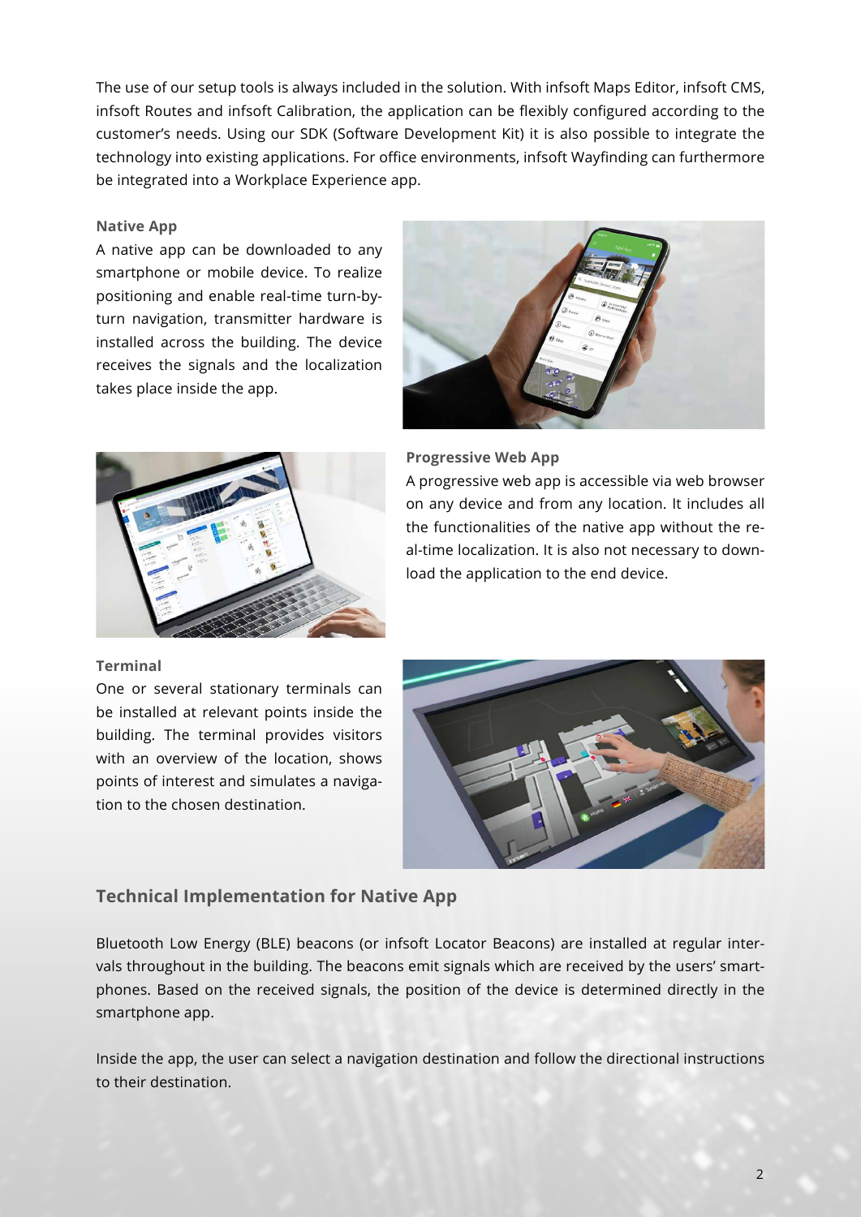The use of our setup tools is always included in the solution. With infsoft Maps Editor, infsoft CMS, infsoft Routes and infsoft Calibration, the application can be flexibly configured according to the customer's needs. Using our SDK (Software Development Kit) it is also possible to integrate the technology into existing applications. For office environments, infsoft Wayfinding can furthermore be integrated into a Workplace Experience app.

**Native App**

A native app can be downloaded to any smartphone or mobile device. To realize positioning and enable real-time turn-by-turn navigation, transmitter hardware is installed across the building. The device receives the signals and the localization takes place inside the app.

**Progressive Web App**

A progressive web app is accessible via web browser on any device and from any location. It includes all the functionalities of the native app without the real-time localization. It is also not necessary to download the application to the end device.

**Terminal**

One or several stationary terminals can be installed at relevant points inside the building. The terminal provides visitors with an overview of the location, shows points of interest and simulates a navigation to the chosen destination.

## Technical Implementation for Native App

Bluetooth Low Energy (BLE) beacons (or infsoft Locator Beacons) are installed at regular intervals throughout in the building. The beacons emit signals which are received by the users' smartphones. Based on the received signals, the position of the device is determined directly in the smartphone app.

Inside the app, the user can select a navigation destination and follow the directional instructions to their destination.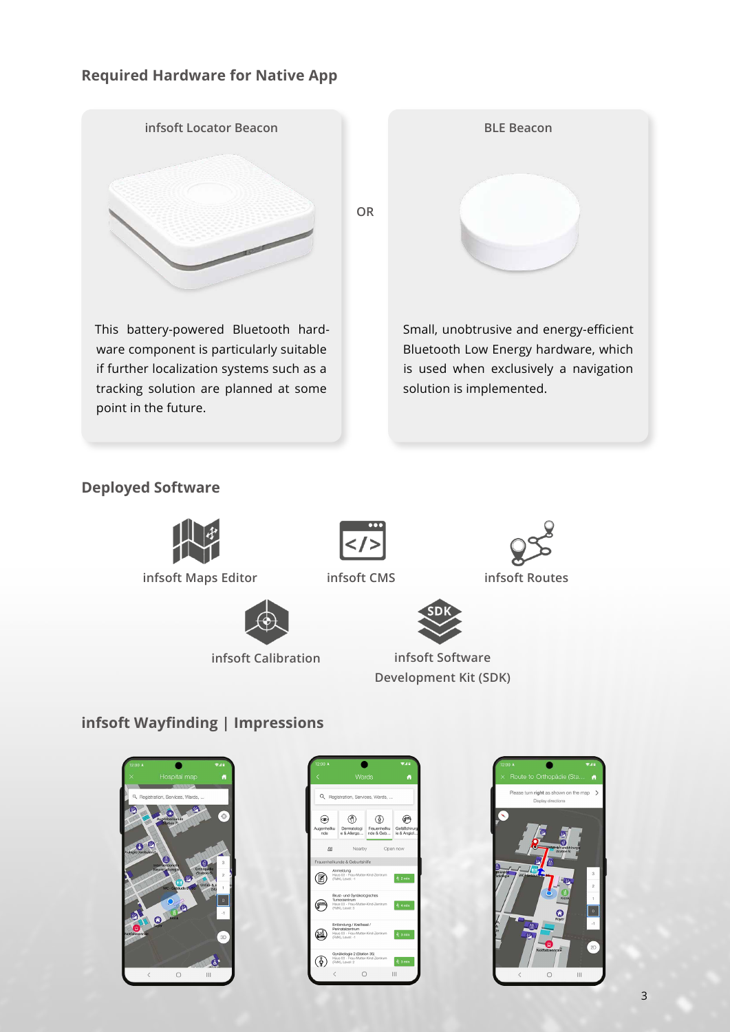## Required Hardware for Native App

**infsoft Locator Beacon**

This battery-powered Bluetooth hardware component is particularly suitable if further localization systems such as a tracking solution are planned at some point in the future.

OR

**BLE Beacon**

Small, unobtrusive and energy-efficient Bluetooth Low Energy hardware, which is used when exclusively a navigation solution is implemented.

## Deployed Software

- infsoft Maps Editor
- infsoft CMS
- infsoft Routes
- infsoft Calibration
- infsoft Software Development Kit (SDK)

## infsoft Wayfinding | Impressions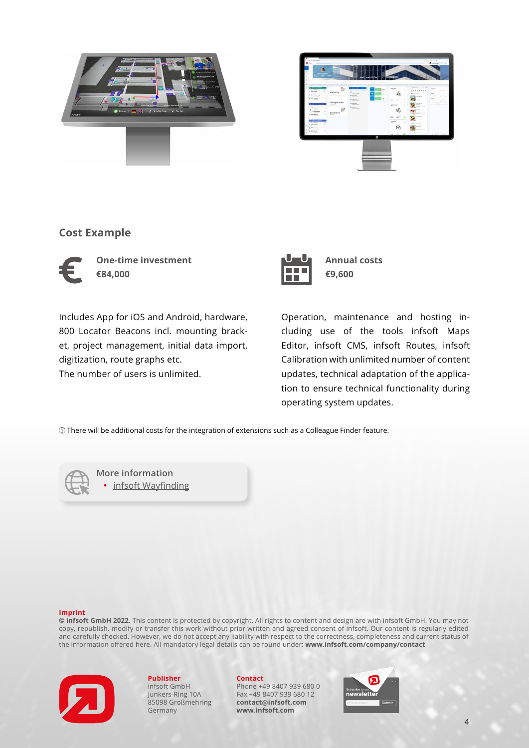## Cost Example

**One-time investment**
**€84,000**

Includes App for iOS and Android, hardware, 800 Locator Beacons incl. mounting bracket, project management, initial data import, digitization, route graphs etc.
The number of users is unlimited.

**Annual costs**
**€9,600**

Operation, maintenance and hosting including use of the tools infsoft Maps Editor, infsoft CMS, infsoft Routes, infsoft Calibration with unlimited number of content updates, technical adaptation of the application to ensure technical functionality during operating system updates.

ⓘ There will be additional costs for the integration of extensions such as a Colleague Finder feature.

More information

- infsoft Wayfinding

**Imprint**
**© infsoft GmbH 2022.** This content is protected by copyright. All rights to content and design are with infsoft GmbH. You may not copy, republish, modify or transfer this work without prior written and agreed consent of infsoft. Our content is regularly edited and carefully checked. However, we do not accept any liability with respect to the correctness, completeness and current status of the information offered here. All mandatory legal details can be found under: **www.infsoft.com/company/contact**

**Publisher**
infsoft GmbH
Junkers-Ring 10A
85098 Großmehring
Germany

**Contact**
Phone +49 8407 939 680 0
Fax +49 8407 939 680 12
**contact@infsoft.com**
**www.infsoft.com**